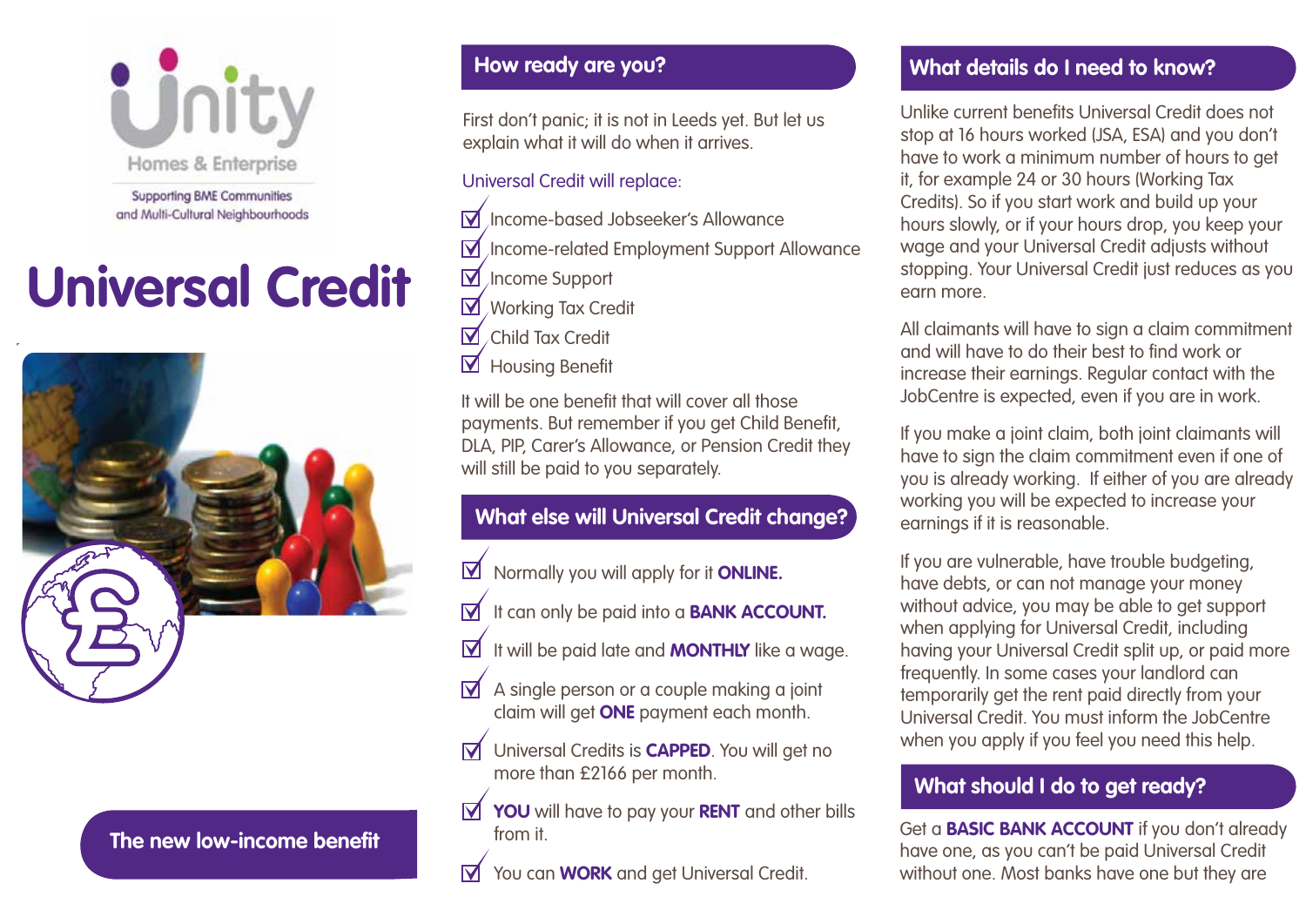Unity Homes & Enterprise

Supporting BME Communities and Multi-Cultural Neighbourhoods

# Universal Credit

**The new low-income benefit**

## How ready are you?

First don't panic; it is not in Leeds yet. But let us explain what it will do when it arrives.

Universal Credit will replace:

- Income-based Jobseeker's Allowance
- Income-related Employment Support Allowance
- Income Support
- Working Tax Credit
- Child Tax Credit
- Housing Benefit

It will be one benefit that will cover all those payments. But remember if you get Child Benefit, DLA, PIP, Carer's Allowance, or Pension Credit they will still be paid to you separately.

## What else will Universal Credit change?

- Normally you will apply for it **ONLINE.**
- It can only be paid into a **BANK ACCOUNT.**
- It will be paid late and **MONTHLY** like a wage.
- A single person or a couple making a joint claim will get **ONE** payment each month.
- Universal Credits is **CAPPED**. You will get no more than £2166 per month.
- **YOU** will have to pay your **RENT** and other bills from it.
- You can **WORK** and get Universal Credit.

## What details do I need to know?

Unlike current benefits Universal Credit does not stop at 16 hours worked (JSA, ESA) and you don't have to work a minimum number of hours to get it, for example 24 or 30 hours (Working Tax Credits). So if you start work and build up your hours slowly, or if your hours drop, you keep your wage and your Universal Credit adjusts without stopping. Your Universal Credit just reduces as you earn more.

All claimants will have to sign a claim commitment and will have to do their best to find work or increase their earnings. Regular contact with the JobCentre is expected, even if you are in work.

If you make a joint claim, both joint claimants will have to sign the claim commitment even if one of you is already working. If either of you are already working you will be expected to increase your earnings if it is reasonable.

If you are vulnerable, have trouble budgeting, have debts, or can not manage your money without advice, you may be able to get support when applying for Universal Credit, including having your Universal Credit split up, or paid more frequently. In some cases your landlord can temporarily get the rent paid directly from your Universal Credit. You must inform the JobCentre when you apply if you feel you need this help.

## What should I do to get ready?

Get a **BASIC BANK ACCOUNT** if you don't already have one, as you can't be paid Universal Credit without one. Most banks have one but they are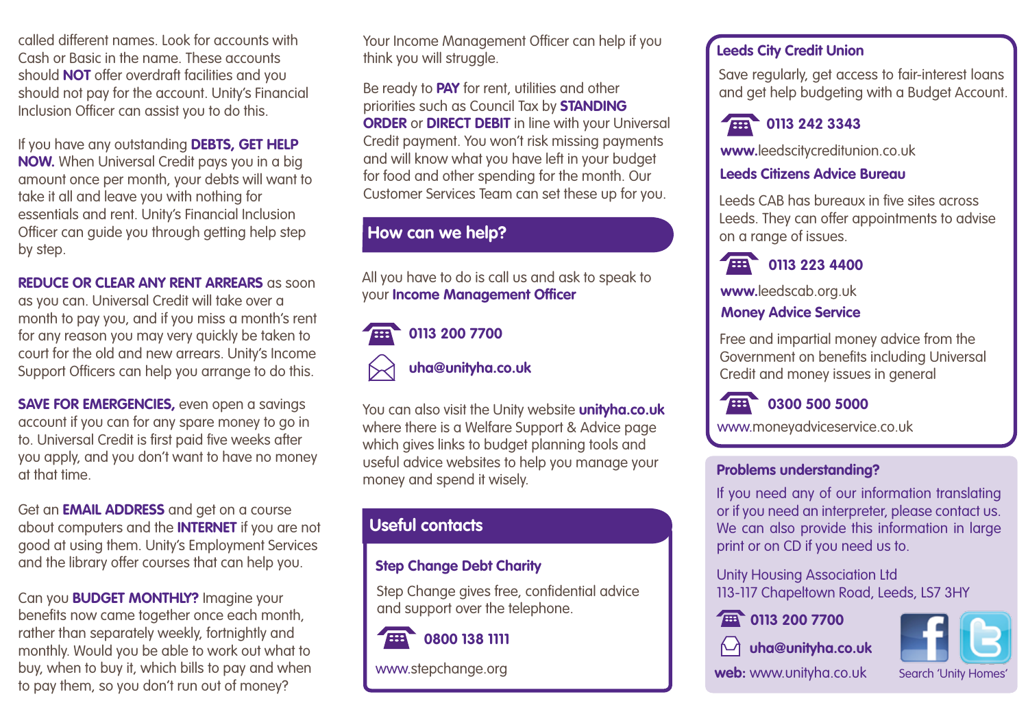called different names. Look for accounts with Cash or Basic in the name. These accounts should **NOT** offer overdraft facilities and you should not pay for the account. Unity's Financial Inclusion Officer can assist you to do this.

If you have any outstanding **DEBTS, GET HELP NOW.** When Universal Credit pays you in a big amount once per month, your debts will want to take it all and leave you with nothing for essentials and rent. Unity's Financial Inclusion Officer can guide you through getting help step by step.

**REDUCE OR CLEAR ANY RENT ARREARS** as soon as you can. Universal Credit will take over a month to pay you, and if you miss a month's rent for any reason you may very quickly be taken to court for the old and new arrears. Unity's Income Support Officers can help you arrange to do this.

**SAVE FOR EMERGENCIES,** even open a savings account if you can for any spare money to go in to. Universal Credit is first paid five weeks after you apply, and you don't want to have no money at that time.

Get an **EMAIL ADDRESS** and get on a course about computers and the **INTERNET** if you are not good at using them. Unity's Employment Services and the library offer courses that can help you.

Can you **BUDGET MONTHLY?** Imagine your benefits now came together once each month, rather than separately weekly, fortnightly and monthly. Would you be able to work out what to buy, when to buy it, which bills to pay and when to pay them, so you don't run out of money?

Your Income Management Officer can help if you think you will struggle.

Be ready to **PAY** for rent, utilities and other priorities such as Council Tax by **STANDING ORDER** or **DIRECT DEBIT** in line with your Universal Credit payment. You won't risk missing payments and will know what you have left in your budget for food and other spending for the month. Our Customer Services Team can set these up for you.

## How can we help?

All you have to do is call us and ask to speak to your **Income Management Officer**

**0113 200 7700**

**uha@unityha.co.uk**

You can also visit the Unity website **unityha.co.uk** where there is a Welfare Support & Advice page which gives links to budget planning tools and useful advice websites to help you manage your money and spend it wisely.

## Useful contacts

### Step Change Debt Charity

Step Change gives free, confidential advice and support over the telephone.

**0800 138 1111**

www.stepchange.org

### Leeds City Credit Union

Save regularly, get access to fair-interest loans and get help budgeting with a Budget Account.

**0113 242 3343**

**www.**leedscitycreditunion.co.uk

### Leeds Citizens Advice Bureau

Leeds CAB has bureaux in five sites across Leeds. They can offer appointments to advise on a range of issues.

**0113 223 4400**

**www.**leedscab.org.uk

### Money Advice Service

Free and impartial money advice from the Government on benefits including Universal Credit and money issues in general

**0300 500 5000**

www.moneyadviceservice.co.uk

### Problems understanding?

If you need any of our information translating or if you need an interpreter, please contact us. We can also provide this information in large print or on CD if you need us to.

Unity Housing Association Ltd
113-117 Chapeltown Road, Leeds, LS7 3HY

**0113 200 7700**

**uha@unityha.co.uk**

**web:** www.unityha.co.uk

Search 'Unity Homes'